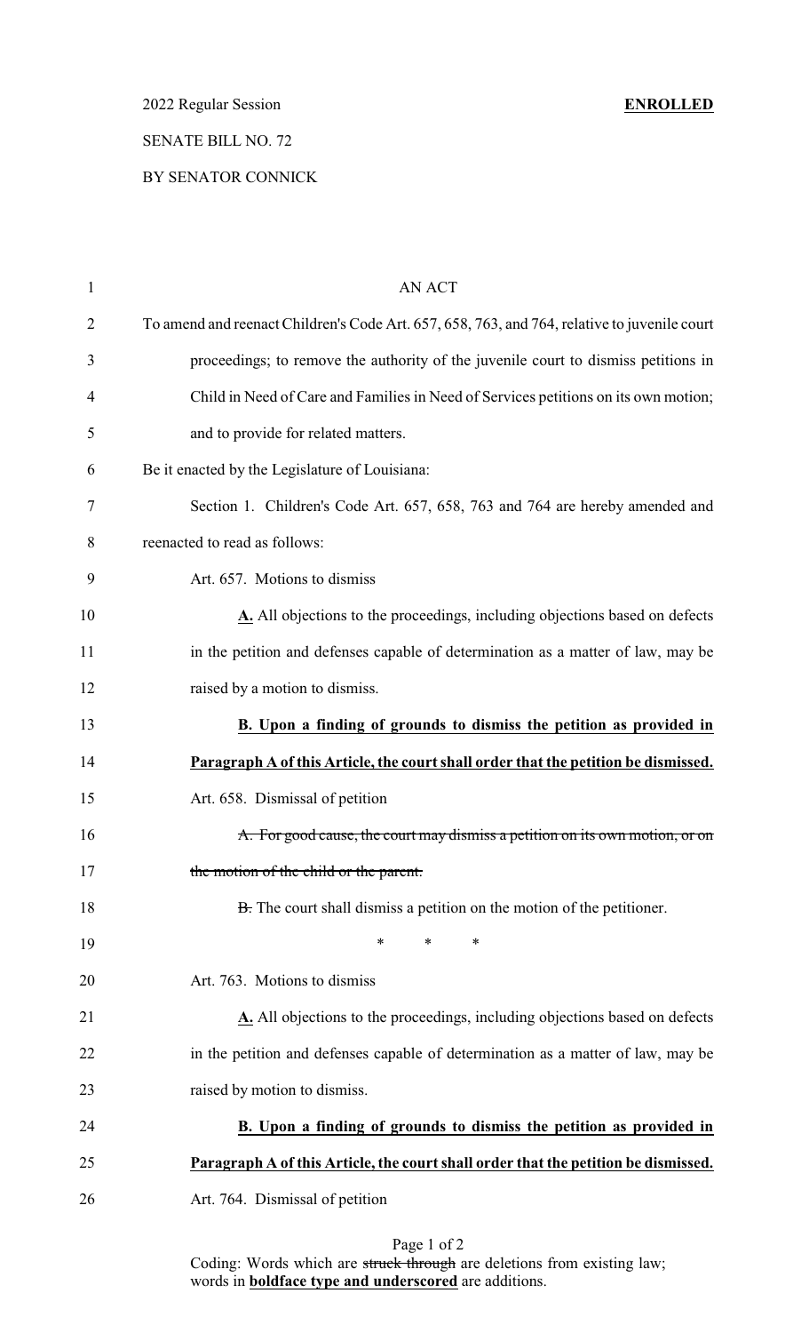2022 Regular Session **ENROLLED**

SENATE BILL NO. 72

BY SENATOR CONNICK

AN ACT

To amend and reenact Children's Code Art. 657, 658, 763, and 764, relative to juvenile court proceedings; to remove the authority of the juvenile court to dismiss petitions in Child in Need of Care and Families in Need of Services petitions on its own motion; and to provide for related matters.

Be it enacted by the Legislature of Louisiana:

Section 1. Children's Code Art. 657, 658, 763 and 764 are hereby amended and reenacted to read as follows:

Art. 657. Motions to dismiss

**<u>A.</u>** All objections to the proceedings, including objections based on defects in the petition and defenses capable of determination as a matter of law, may be raised by a motion to dismiss.

**<u>B. Upon a finding of grounds to dismiss the petition as provided in Paragraph A of this Article, the court shall order that the petition be dismissed.</u>**

Art. 658. Dismissal of petition

~~A. For good cause, the court may dismiss a petition on its own motion, or on the motion of the child or the parent.~~

~~B.~~ The court shall dismiss a petition on the motion of the petitioner.

\* \* \*

Art. 763. Motions to dismiss

**<u>A.</u>** All objections to the proceedings, including objections based on defects in the petition and defenses capable of determination as a matter of law, may be raised by motion to dismiss.

**<u>B. Upon a finding of grounds to dismiss the petition as provided in Paragraph A of this Article, the court shall order that the petition be dismissed.</u>**

Art. 764. Dismissal of petition

Coding: Words which are ~~struck through~~ are deletions from existing law; words in **<u>boldface type and underscored</u>** are additions.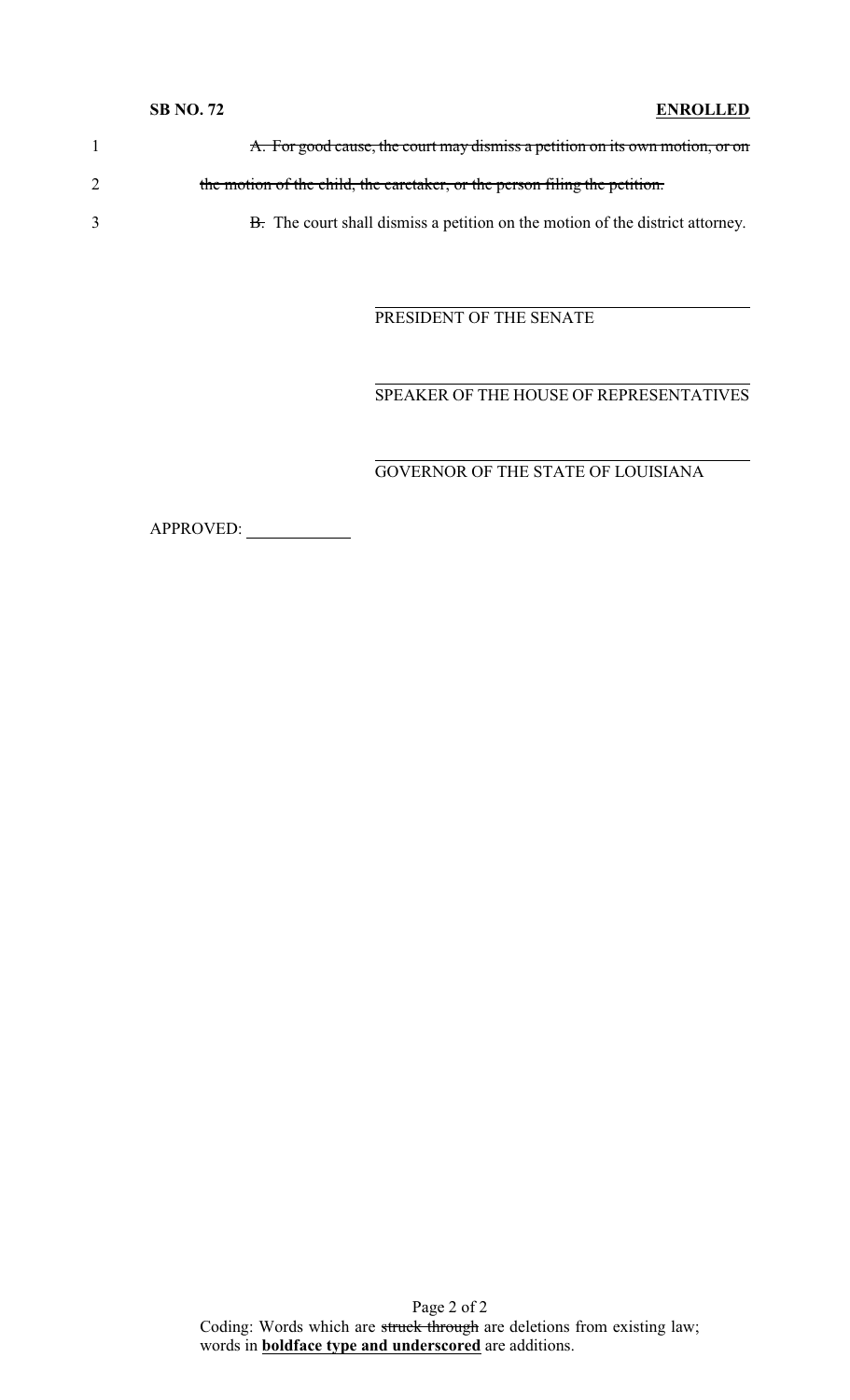**SB NO. 72** **ENROLLED**

~~A. For good cause, the court may dismiss a petition on its own motion, or on the motion of the child, the caretaker, or the person filing the petition.~~

~~B.~~ The court shall dismiss a petition on the motion of the district attorney.

PRESIDENT OF THE SENATE

SPEAKER OF THE HOUSE OF REPRESENTATIVES

GOVERNOR OF THE STATE OF LOUISIANA

APPROVED: ____________

Coding: Words which are ~~struck through~~ are deletions from existing law; words in **boldface type and underscored** are additions.